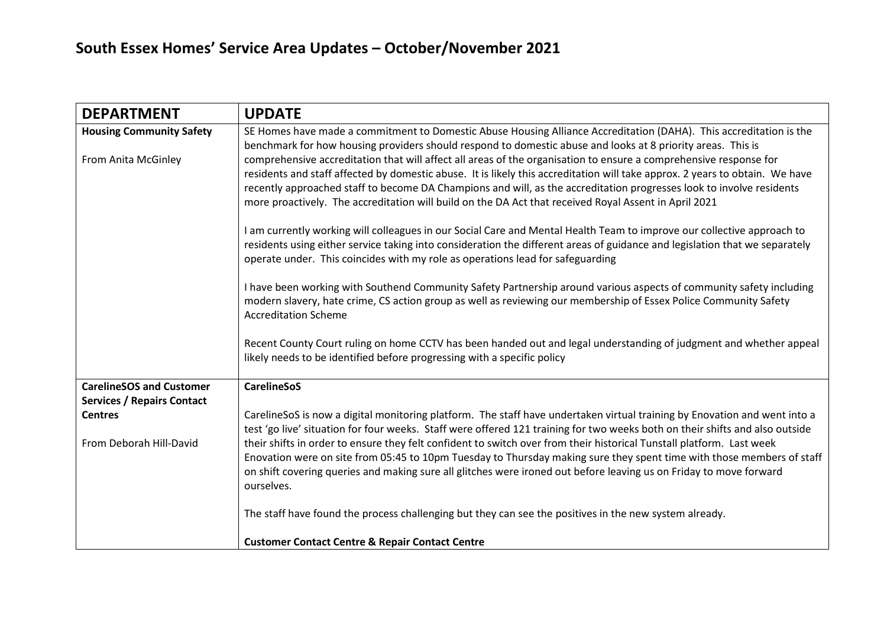# South Essex Homes' Service Area Updates – October/November 2021

| DEPARTMENT | UPDATE |
|---|---|
| **Housing Community Safety**<br><br>From Anita McGinley | SE Homes have made a commitment to Domestic Abuse Housing Alliance Accreditation (DAHA). This accreditation is the benchmark for how housing providers should respond to domestic abuse and looks at 8 priority areas. This is comprehensive accreditation that will affect all areas of the organisation to ensure a comprehensive response for residents and staff affected by domestic abuse. It is likely this accreditation will take approx. 2 years to obtain. We have recently approached staff to become DA Champions and will, as the accreditation progresses look to involve residents more proactively. The accreditation will build on the DA Act that received Royal Assent in April 2021<br><br>I am currently working will colleagues in our Social Care and Mental Health Team to improve our collective approach to residents using either service taking into consideration the different areas of guidance and legislation that we separately operate under. This coincides with my role as operations lead for safeguarding<br><br>I have been working with Southend Community Safety Partnership around various aspects of community safety including modern slavery, hate crime, CS action group as well as reviewing our membership of Essex Police Community Safety Accreditation Scheme<br><br>Recent County Court ruling on home CCTV has been handed out and legal understanding of judgment and whether appeal likely needs to be identified before progressing with a specific policy |
| **CarelineSOS and Customer Services / Repairs Contact Centres**<br><br>From Deborah Hill-David | **CarelineSoS**<br><br>CarelineSoS is now a digital monitoring platform. The staff have undertaken virtual training by Enovation and went into a test 'go live' situation for four weeks. Staff were offered 121 training for two weeks both on their shifts and also outside their shifts in order to ensure they felt confident to switch over from their historical Tunstall platform. Last week Enovation were on site from 05:45 to 10pm Tuesday to Thursday making sure they spent time with those members of staff on shift covering queries and making sure all glitches were ironed out before leaving us on Friday to move forward ourselves.<br><br>The staff have found the process challenging but they can see the positives in the new system already.<br><br>**Customer Contact Centre & Repair Contact Centre** |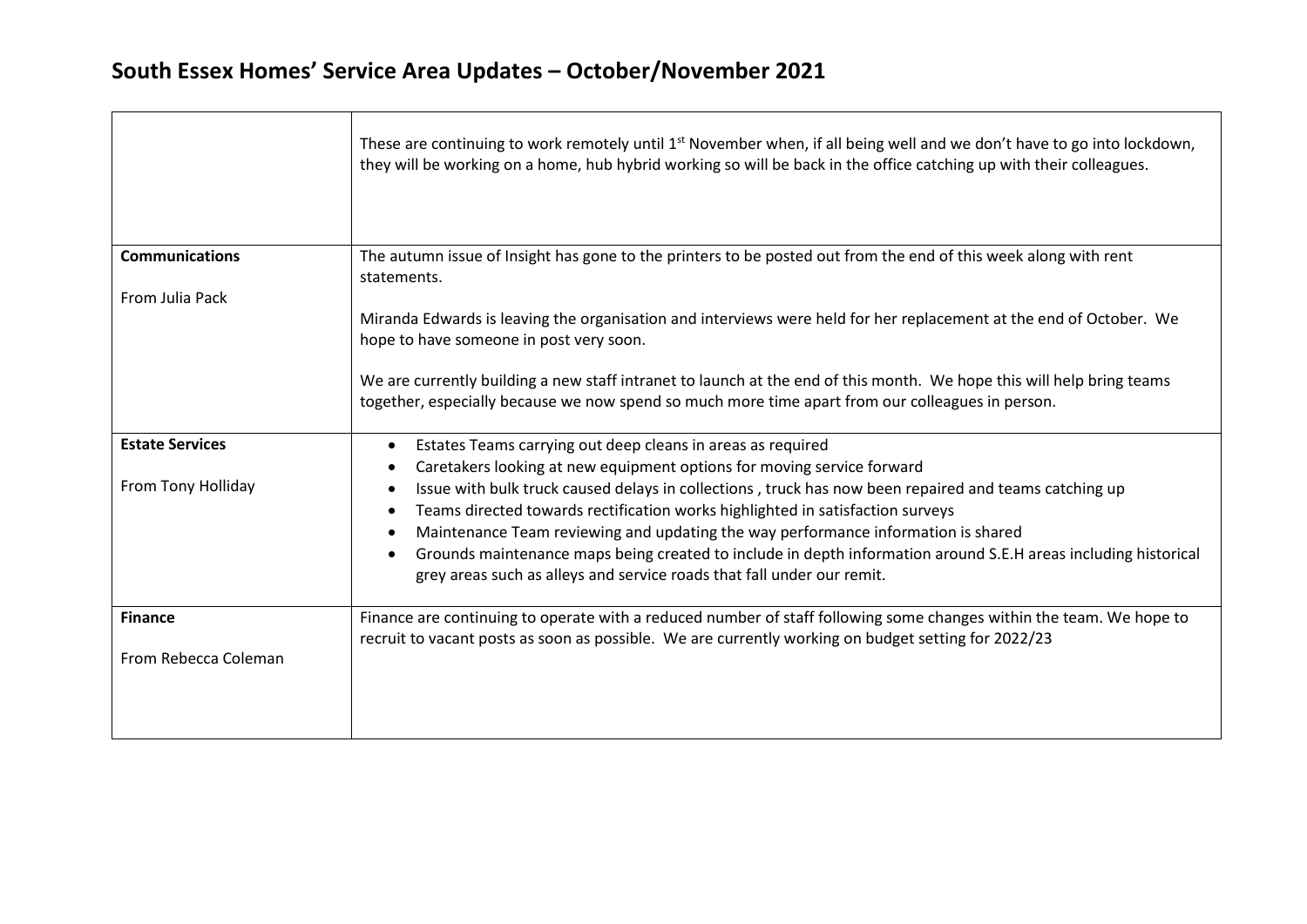## South Essex Homes' Service Area Updates – October/November 2021

| | |
|---|---|
| | These are continuing to work remotely until 1st November when, if all being well and we don't have to go into lockdown, they will be working on a home, hub hybrid working so will be back in the office catching up with their colleagues. |
| **Communications**<br><br>From Julia Pack | The autumn issue of Insight has gone to the printers to be posted out from the end of this week along with rent statements.<br><br>Miranda Edwards is leaving the organisation and interviews were held for her replacement at the end of October. We hope to have someone in post very soon.<br><br>We are currently building a new staff intranet to launch at the end of this month. We hope this will help bring teams together, especially because we now spend so much more time apart from our colleagues in person. |
| **Estate Services**<br><br>From Tony Holliday | • Estates Teams carrying out deep cleans in areas as required<br>• Caretakers looking at new equipment options for moving service forward<br>• Issue with bulk truck caused delays in collections , truck has now been repaired and teams catching up<br>• Teams directed towards rectification works highlighted in satisfaction surveys<br>• Maintenance Team reviewing and updating the way performance information is shared<br>• Grounds maintenance maps being created to include in depth information around S.E.H areas including historical grey areas such as alleys and service roads that fall under our remit. |
| **Finance**<br><br>From Rebecca Coleman | Finance are continuing to operate with a reduced number of staff following some changes within the team. We hope to recruit to vacant posts as soon as possible. We are currently working on budget setting for 2022/23 |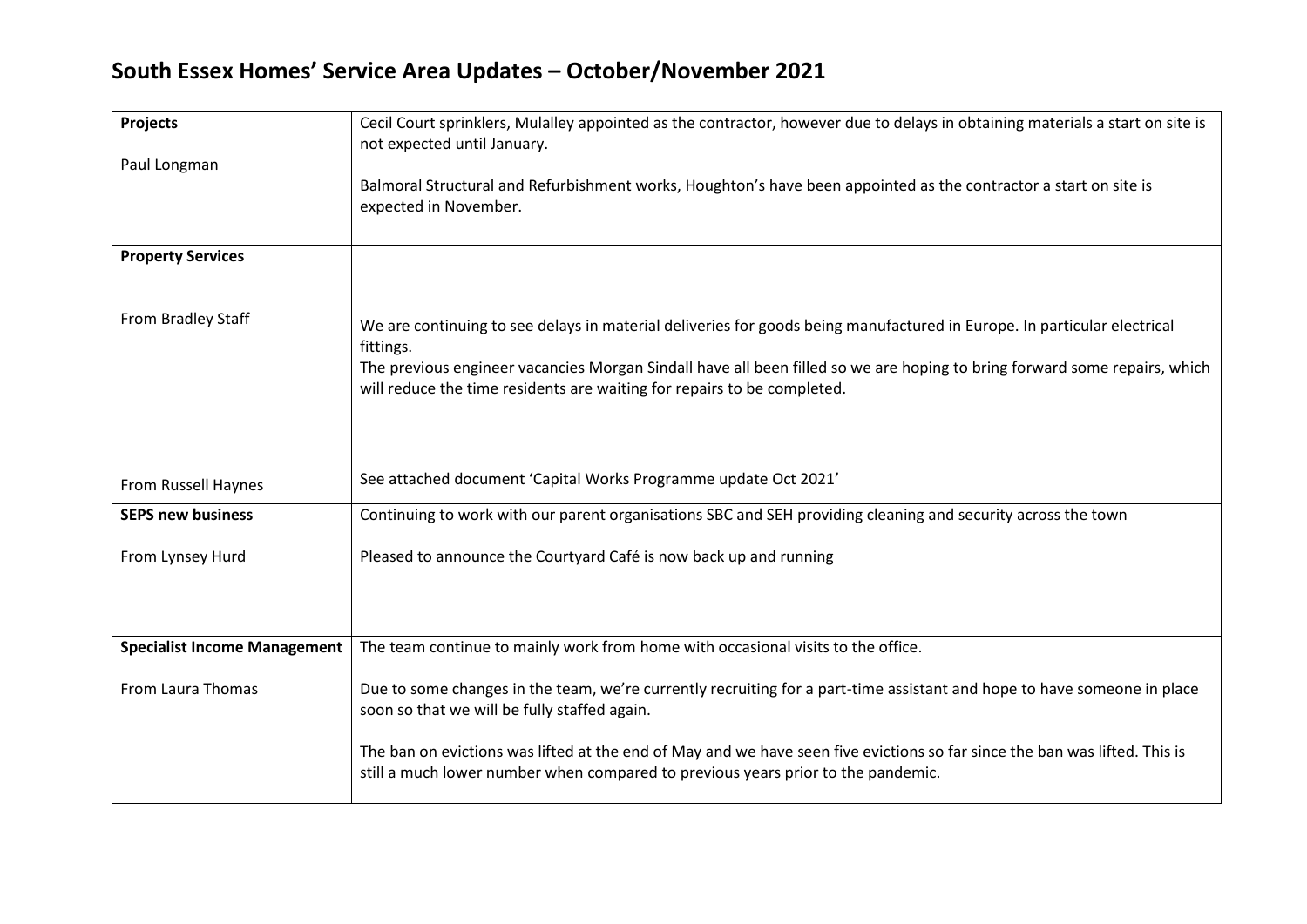# South Essex Homes' Service Area Updates – October/November 2021

| | |
|---|---|
| **Projects**<br><br>Paul Longman | Cecil Court sprinklers, Mulalley appointed as the contractor, however due to delays in obtaining materials a start on site is not expected until January.<br><br>Balmoral Structural and Refurbishment works, Houghton's have been appointed as the contractor a start on site is expected in November. |
| **Property Services**<br><br>From Bradley Staff<br><br>From Russell Haynes | We are continuing to see delays in material deliveries for goods being manufactured in Europe. In particular electrical fittings.<br>The previous engineer vacancies Morgan Sindall have all been filled so we are hoping to bring forward some repairs, which will reduce the time residents are waiting for repairs to be completed.<br><br>See attached document 'Capital Works Programme update Oct 2021' |
| **SEPS new business**<br><br>From Lynsey Hurd | Continuing to work with our parent organisations SBC and SEH providing cleaning and security across the town<br><br>Pleased to announce the Courtyard Café is now back up and running |
| **Specialist Income Management**<br><br>From Laura Thomas | The team continue to mainly work from home with occasional visits to the office.<br><br>Due to some changes in the team, we're currently recruiting for a part-time assistant and hope to have someone in place soon so that we will be fully staffed again.<br><br>The ban on evictions was lifted at the end of May and we have seen five evictions so far since the ban was lifted. This is still a much lower number when compared to previous years prior to the pandemic. |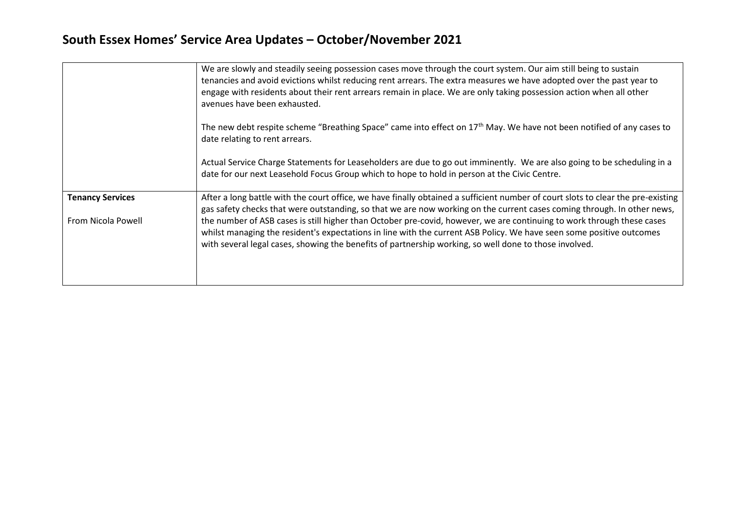# South Essex Homes' Service Area Updates – October/November 2021

| | |
|---|---|
| | We are slowly and steadily seeing possession cases move through the court system. Our aim still being to sustain tenancies and avoid evictions whilst reducing rent arrears. The extra measures we have adopted over the past year to engage with residents about their rent arrears remain in place. We are only taking possession action when all other avenues have been exhausted.<br><br>The new debt respite scheme "Breathing Space" came into effect on 17th May. We have not been notified of any cases to date relating to rent arrears.<br><br>Actual Service Charge Statements for Leaseholders are due to go out imminently. We are also going to be scheduling in a date for our next Leasehold Focus Group which to hope to hold in person at the Civic Centre. |
| **Tenancy Services**<br><br>From Nicola Powell | After a long battle with the court office, we have finally obtained a sufficient number of court slots to clear the pre-existing gas safety checks that were outstanding, so that we are now working on the current cases coming through. In other news, the number of ASB cases is still higher than October pre-covid, however, we are continuing to work through these cases whilst managing the resident's expectations in line with the current ASB Policy. We have seen some positive outcomes with several legal cases, showing the benefits of partnership working, so well done to those involved. |